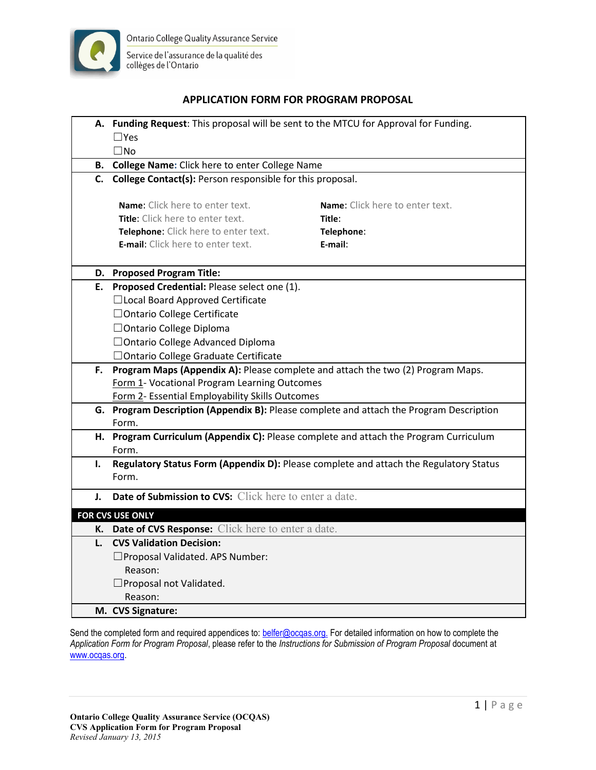Ontario College Quality Assurance Service

Service de l'assurance de la qualité des collèges de l'Ontario

# APPLICATION FORM FOR PROGRAM PROPOSAL

**A. Funding Request**: This proposal will be sent to the MTCU for Approval for Funding.

☐Yes

☐No

**B. College Name:** Click here to enter College Name

**C. College Contact(s):** Person responsible for this proposal.

| | |
|---|---|
| **Name**: Click here to enter text. | **Name**: Click here to enter text. |
| **Title:** Click here to enter text. | **Title**: |
| **Telephone**: Click here to enter text. | **Telephone**: |
| **E-mail**: Click here to enter text. | **E-mail**: |

**D. Proposed Program Title:**

**E. Proposed Credential:** Please select one (1).

☐Local Board Approved Certificate

☐Ontario College Certificate

☐Ontario College Diploma

☐Ontario College Advanced Diploma

☐Ontario College Graduate Certificate

**F. Program Maps (Appendix A):** Please complete and attach the two (2) Program Maps.

Form 1- Vocational Program Learning Outcomes

Form 2- Essential Employability Skills Outcomes

**G. Program Description (Appendix B):** Please complete and attach the Program Description Form.

**H. Program Curriculum (Appendix C):** Please complete and attach the Program Curriculum Form.

**I. Regulatory Status Form (Appendix D):** Please complete and attach the Regulatory Status Form.

**J. Date of Submission to CVS:** Click here to enter a date.

**FOR CVS USE ONLY**

**K. Date of CVS Response:** Click here to enter a date.

**L. CVS Validation Decision:**

☐Proposal Validated. APS Number:

Reason:

☐Proposal not Validated.

Reason:

**M. CVS Signature:**

Send the completed form and required appendices to: belfer@ocqas.org. For detailed information on how to complete the *Application Form for Program Proposal*, please refer to the *Instructions for Submission of Program Proposal* document at www.ocqas.org.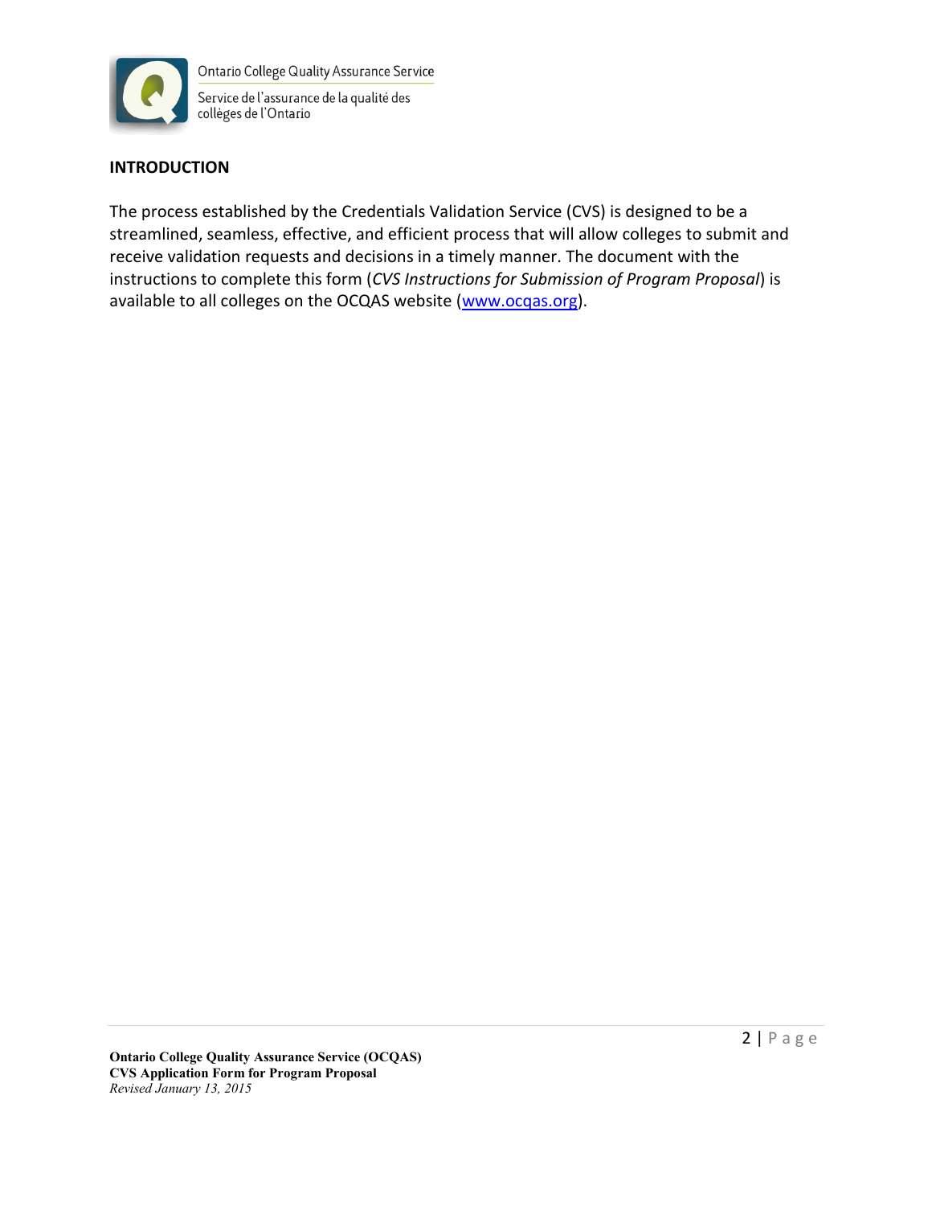## INTRODUCTION

The process established by the Credentials Validation Service (CVS) is designed to be a streamlined, seamless, effective, and efficient process that will allow colleges to submit and receive validation requests and decisions in a timely manner. The document with the instructions to complete this form (*CVS Instructions for Submission of Program Proposal*) is available to all colleges on the OCQAS website (www.ocqas.org).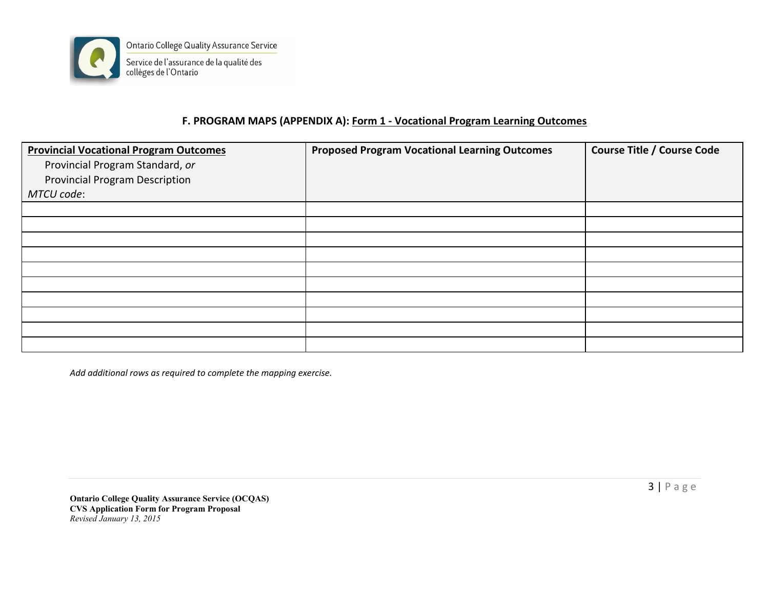## F. PROGRAM MAPS (APPENDIX A): Form 1 - Vocational Program Learning Outcomes

| **Provincial Vocational Program Outcomes**<br>Provincial Program Standard, *or*<br>Provincial Program Description<br>*MTCU code*: | **Proposed Program Vocational Learning Outcomes** | **Course Title / Course Code** |
|---|---|---|
| | | |
| | | |
| | | |
| | | |
| | | |
| | | |
| | | |
| | | |
| | | |
| | | |

*Add additional rows as required to complete the mapping exercise.*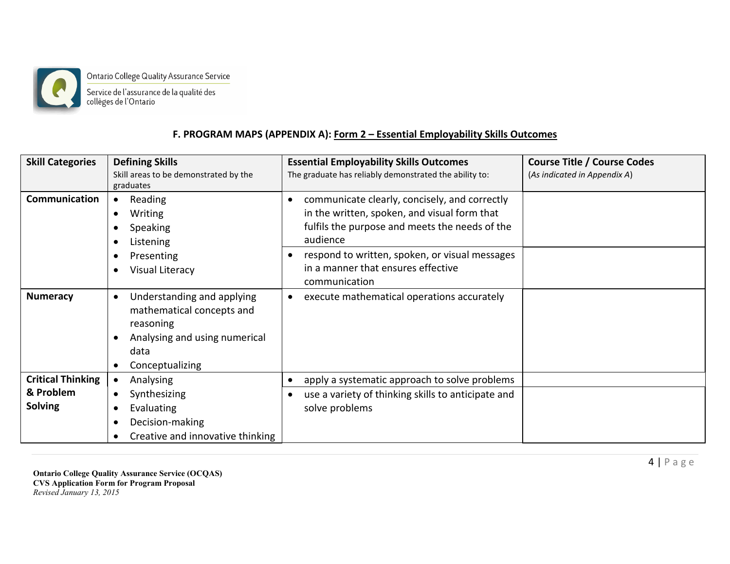### F. PROGRAM MAPS (APPENDIX A): Form 2 – Essential Employability Skills Outcomes

| **Skill Categories** | **Defining Skills**<br>Skill areas to be demonstrated by the graduates | **Essential Employability Skills Outcomes**<br>The graduate has reliably demonstrated the ability to: | **Course Title / Course Codes**<br>(*As indicated in Appendix A*) |
|---|---|---|---|
| **Communication** | • Reading<br>• Writing<br>• Speaking<br>• Listening<br>• Presenting<br>• Visual Literacy | • communicate clearly, concisely, and correctly in the written, spoken, and visual form that fulfils the purpose and meets the needs of the audience | |
| | | • respond to written, spoken, or visual messages in a manner that ensures effective communication | |
| **Numeracy** | • Understanding and applying mathematical concepts and reasoning<br>• Analysing and using numerical data<br>• Conceptualizing | • execute mathematical operations accurately | |
| **Critical Thinking & Problem Solving** | • Analysing<br>• Synthesizing<br>• Evaluating<br>• Decision-making<br>• Creative and innovative thinking | • apply a systematic approach to solve problems | |
| | | • use a variety of thinking skills to anticipate and solve problems | |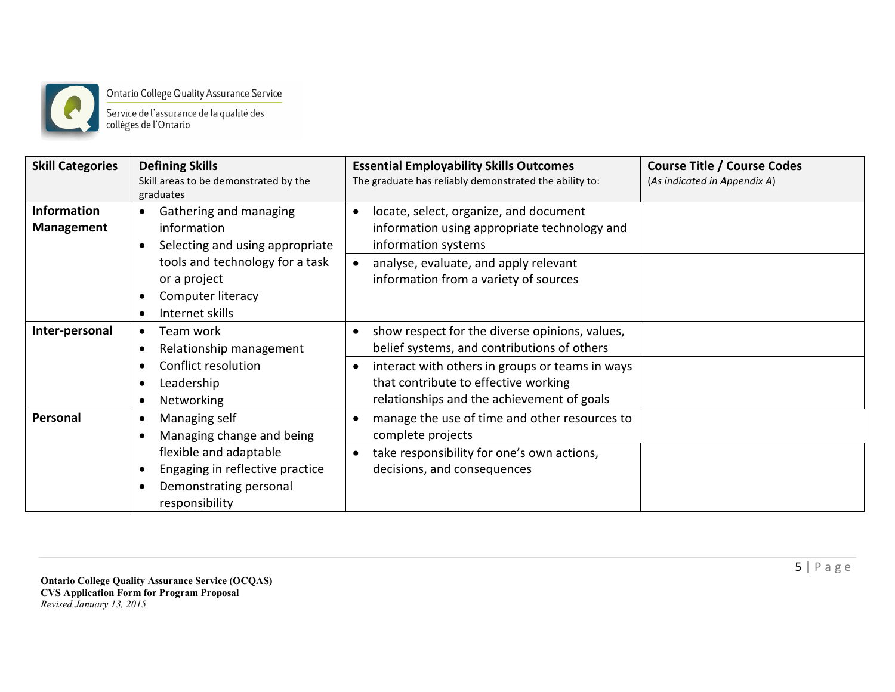| **Skill Categories** | **Defining Skills**<br>Skill areas to be demonstrated by the graduates | **Essential Employability Skills Outcomes**<br>The graduate has reliably demonstrated the ability to: | **Course Title / Course Codes**<br>(*As indicated in Appendix A*) |
|---|---|---|---|
| **Information Management** | • Gathering and managing information<br>• Selecting and using appropriate tools and technology for a task or a project<br>• Computer literacy<br>• Internet skills | • locate, select, organize, and document information using appropriate technology and information systems | |
| | | • analyse, evaluate, and apply relevant information from a variety of sources | |
| **Inter-personal** | • Team work<br>• Relationship management<br>• Conflict resolution<br>• Leadership<br>• Networking | • show respect for the diverse opinions, values, belief systems, and contributions of others | |
| | | • interact with others in groups or teams in ways that contribute to effective working relationships and the achievement of goals | |
| **Personal** | • Managing self<br>• Managing change and being flexible and adaptable<br>• Engaging in reflective practice<br>• Demonstrating personal responsibility | • manage the use of time and other resources to complete projects | |
| | | • take responsibility for one's own actions, decisions, and consequences | |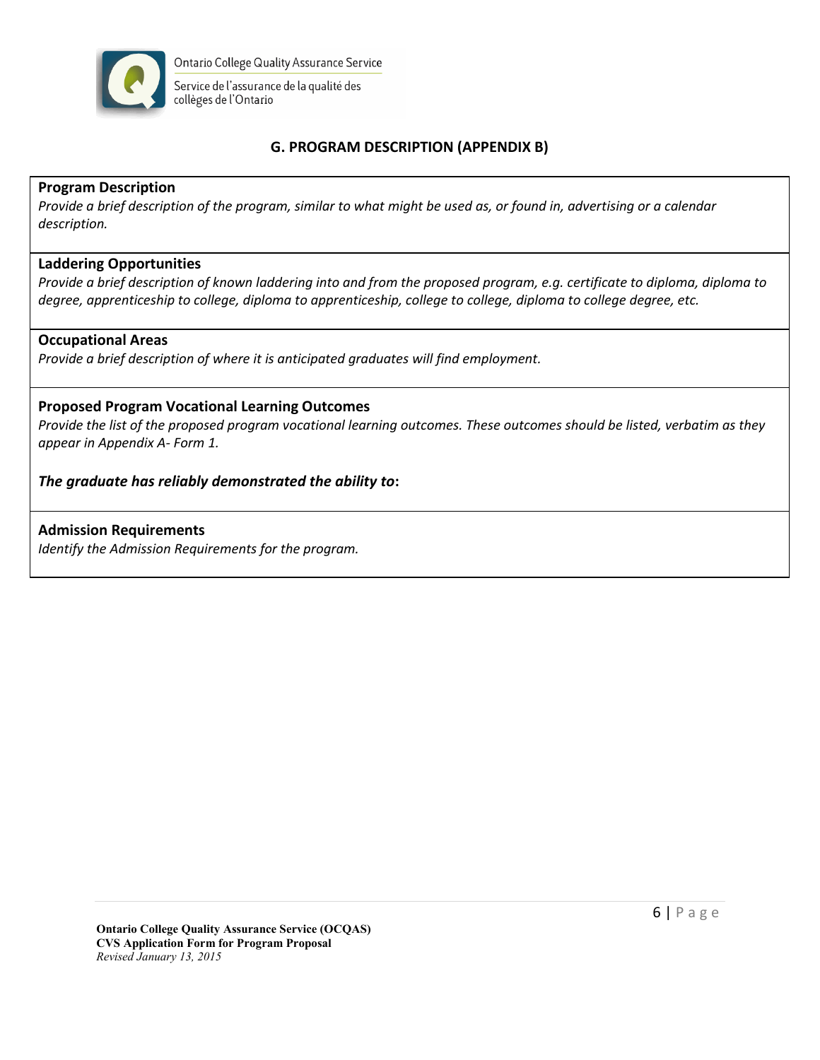## G. PROGRAM DESCRIPTION (APPENDIX B)

**Program Description**

*Provide a brief description of the program, similar to what might be used as, or found in, advertising or a calendar description.*

**Laddering Opportunities**

*Provide a brief description of known laddering into and from the proposed program, e.g. certificate to diploma, diploma to degree, apprenticeship to college, diploma to apprenticeship, college to college, diploma to college degree, etc.*

**Occupational Areas**

*Provide a brief description of where it is anticipated graduates will find employment.*

**Proposed Program Vocational Learning Outcomes**

*Provide the list of the proposed program vocational learning outcomes. These outcomes should be listed, verbatim as they appear in Appendix A- Form 1.*

***The graduate has reliably demonstrated the ability to*:**

**Admission Requirements**

*Identify the Admission Requirements for the program.*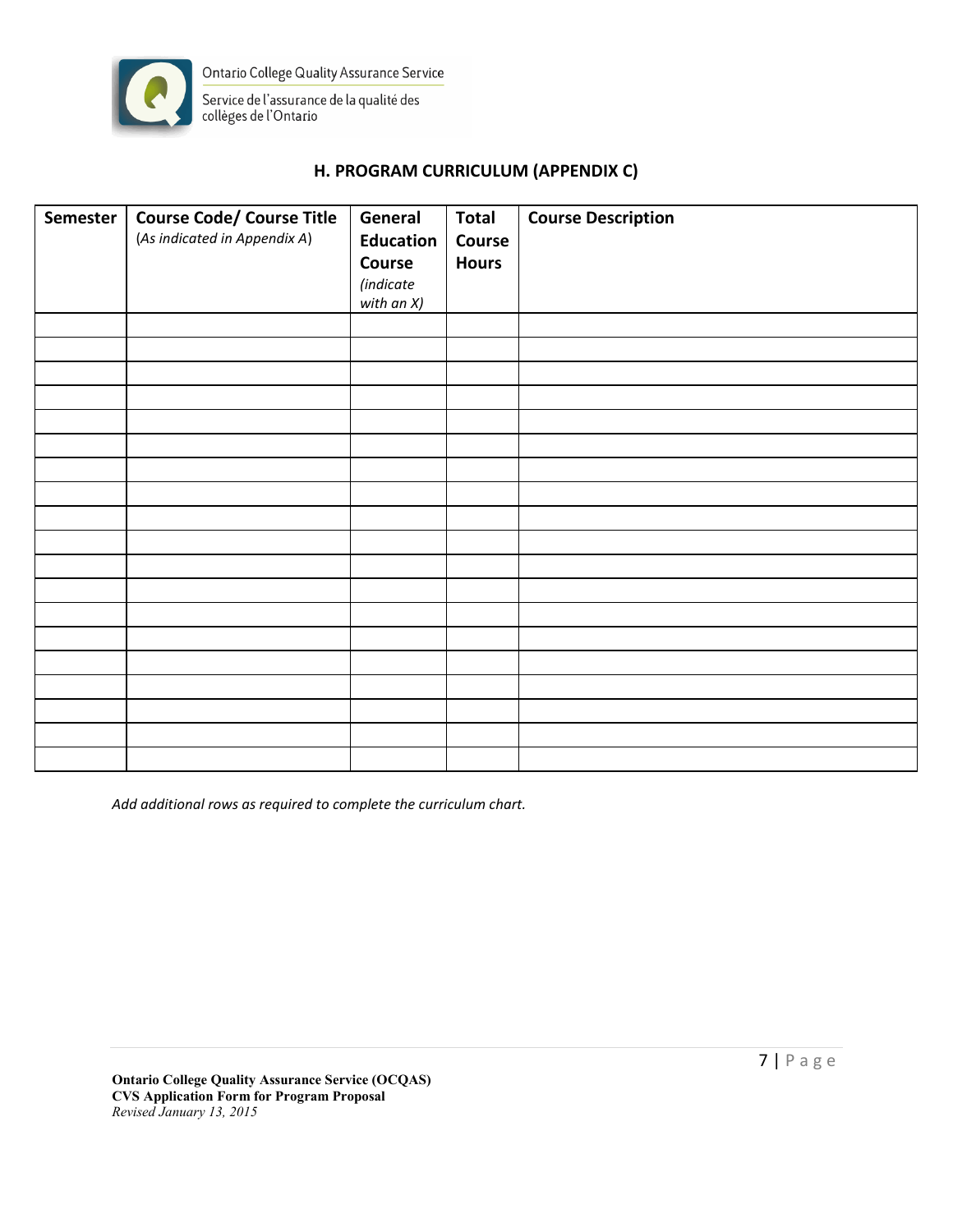## H. PROGRAM CURRICULUM (APPENDIX C)

| Semester | Course Code/ Course Title (*As indicated in Appendix A*) | General Education Course *(indicate with an X)* | Total Course Hours | Course Description |
|---|---|---|---|---|
| | | | | |
| | | | | |
| | | | | |
| | | | | |
| | | | | |
| | | | | |
| | | | | |
| | | | | |
| | | | | |
| | | | | |
| | | | | |
| | | | | |
| | | | | |
| | | | | |
| | | | | |
| | | | | |
| | | | | |
| | | | | |
| | | | | |

*Add additional rows as required to complete the curriculum chart.*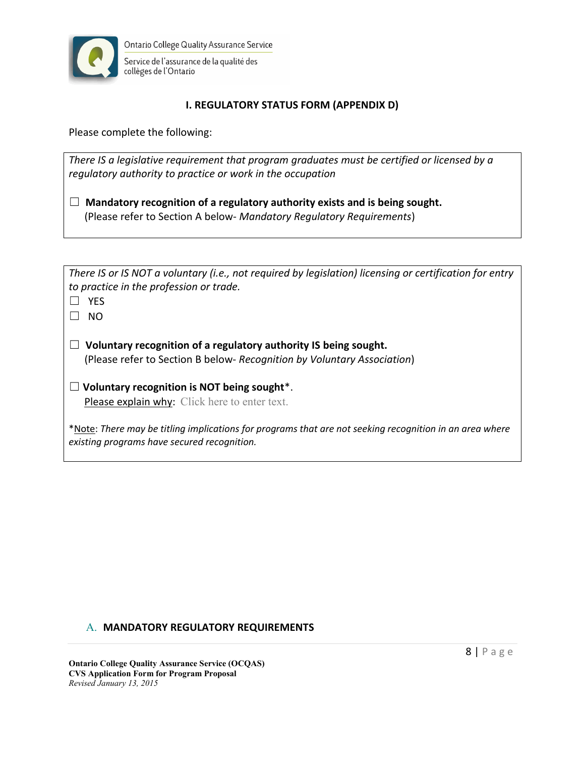## I. REGULATORY STATUS FORM (APPENDIX D)

Please complete the following:

*There IS a legislative requirement that program graduates must be certified or licensed by a regulatory authority to practice or work in the occupation*

☐ **Mandatory recognition of a regulatory authority exists and is being sought.**
(Please refer to Section A below- *Mandatory Regulatory Requirements*)

*There IS or IS NOT a voluntary (i.e., not required by legislation) licensing or certification for entry to practice in the profession or trade.*

☐ YES

☐ NO

☐ **Voluntary recognition of a regulatory authority IS being sought.**
(Please refer to Section B below- *Recognition by Voluntary Association*)

☐ **Voluntary recognition is NOT being sought***.
Please explain why: Click here to enter text.

*Note: *There may be titling implications for programs that are not seeking recognition in an area where existing programs have secured recognition.*

### A. MANDATORY REGULATORY REQUIREMENTS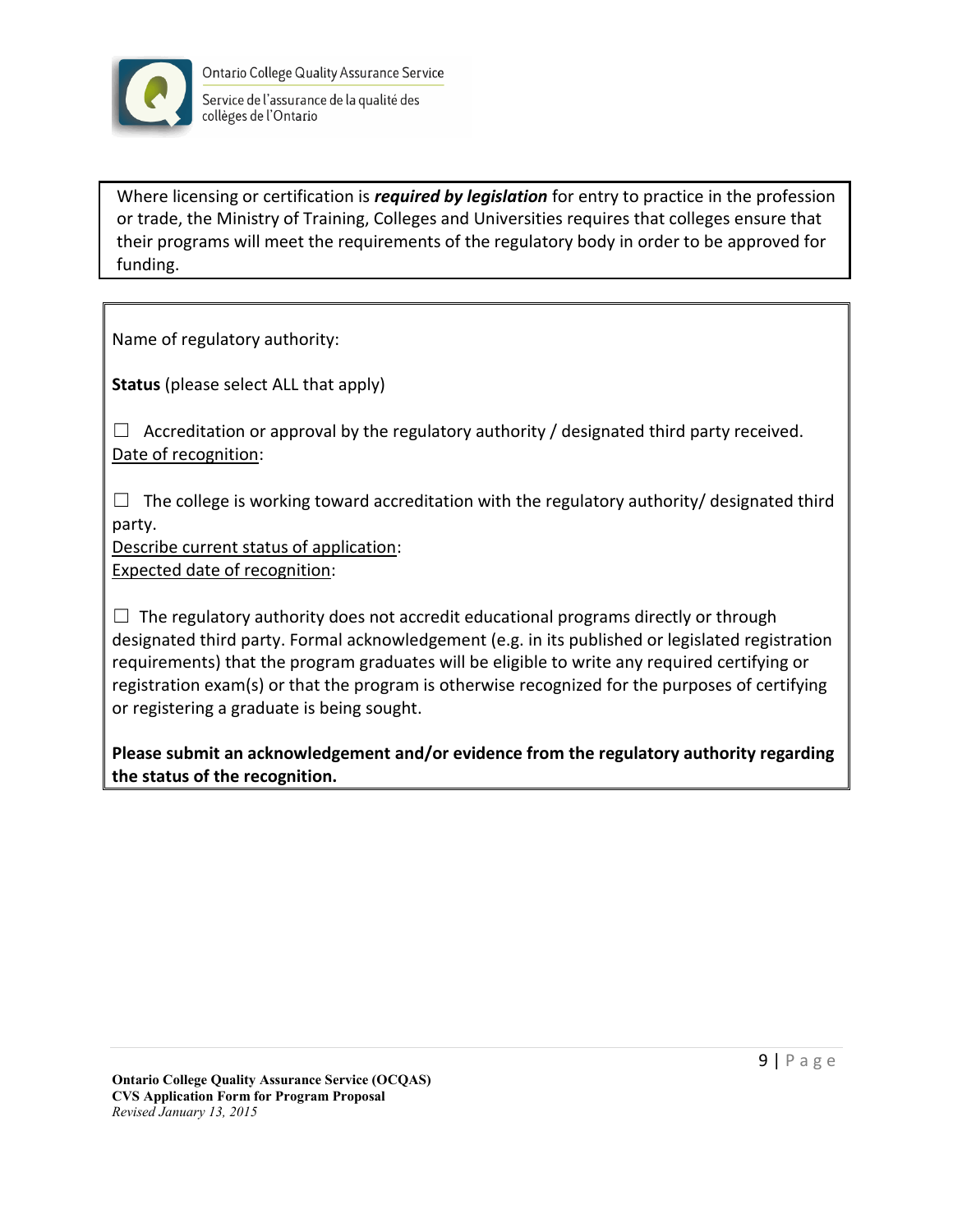Where licensing or certification is ***required by legislation*** for entry to practice in the profession or trade, the Ministry of Training, Colleges and Universities requires that colleges ensure that their programs will meet the requirements of the regulatory body in order to be approved for funding.

Name of regulatory authority:

**Status** (please select ALL that apply)

☐ Accreditation or approval by the regulatory authority / designated third party received.
Date of recognition:

☐ The college is working toward accreditation with the regulatory authority/ designated third party.
Describe current status of application:
Expected date of recognition:

☐ The regulatory authority does not accredit educational programs directly or through designated third party. Formal acknowledgement (e.g. in its published or legislated registration requirements) that the program graduates will be eligible to write any required certifying or registration exam(s) or that the program is otherwise recognized for the purposes of certifying or registering a graduate is being sought.

**Please submit an acknowledgement and/or evidence from the regulatory authority regarding the status of the recognition.**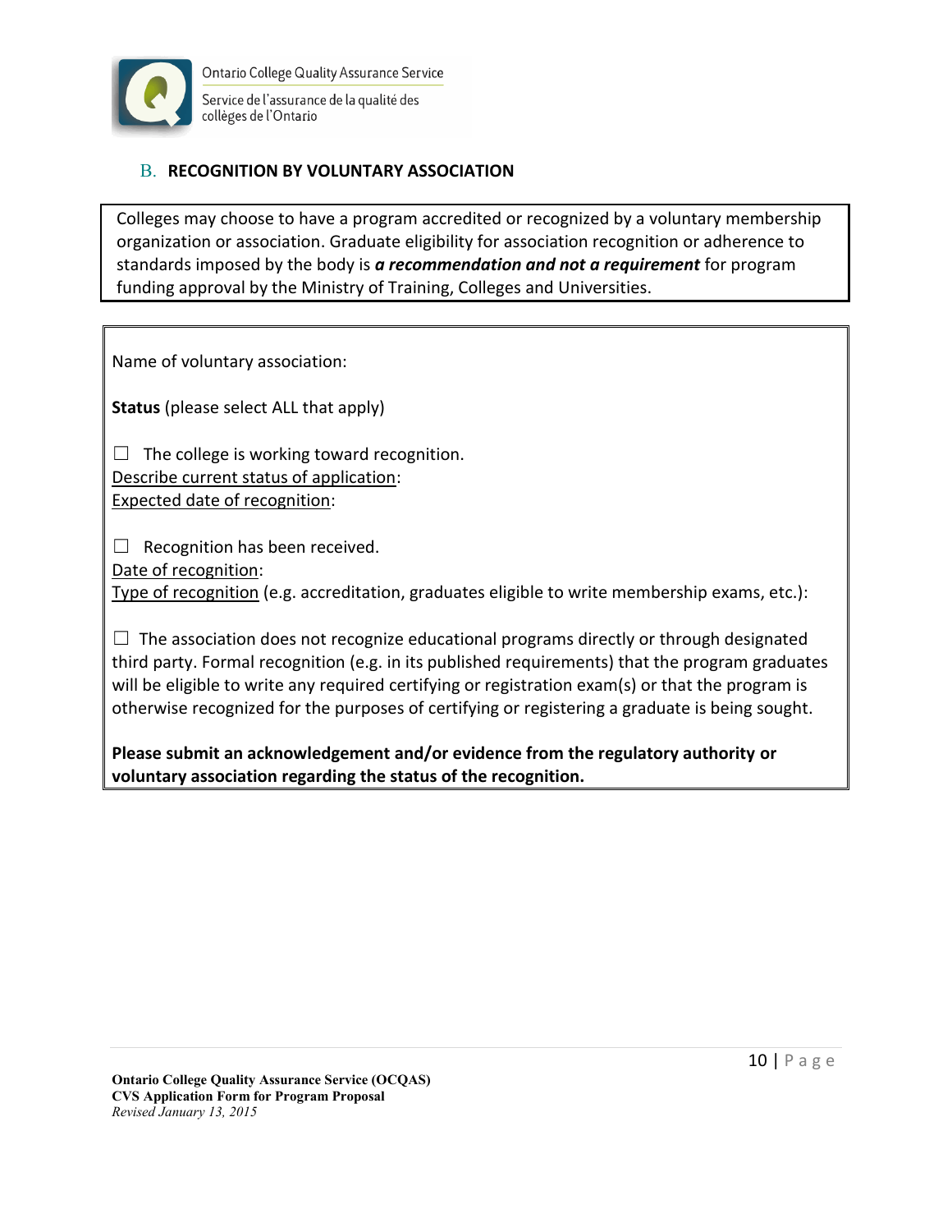## B. RECOGNITION BY VOLUNTARY ASSOCIATION

Colleges may choose to have a program accredited or recognized by a voluntary membership organization or association. Graduate eligibility for association recognition or adherence to standards imposed by the body is ***a recommendation and not a requirement*** for program funding approval by the Ministry of Training, Colleges and Universities.

Name of voluntary association:

**Status** (please select ALL that apply)

☐ The college is working toward recognition.
<u>Describe current status of application</u>:
<u>Expected date of recognition</u>:

☐ Recognition has been received.
<u>Date of recognition</u>:
<u>Type of recognition</u> (e.g. accreditation, graduates eligible to write membership exams, etc.):

☐ The association does not recognize educational programs directly or through designated third party. Formal recognition (e.g. in its published requirements) that the program graduates will be eligible to write any required certifying or registration exam(s) or that the program is otherwise recognized for the purposes of certifying or registering a graduate is being sought.

**Please submit an acknowledgement and/or evidence from the regulatory authority or voluntary association regarding the status of the recognition.**